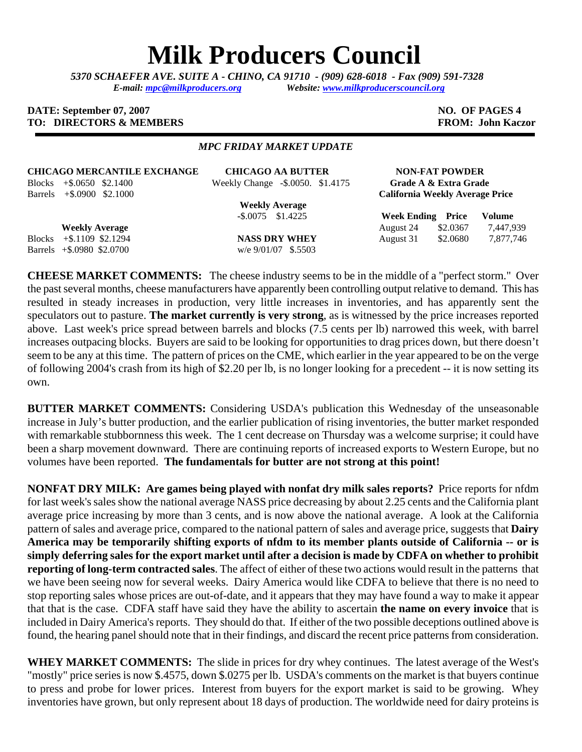# Milk Producers Council

*5370 SCHAEFER AVE. SUITE A - CHINO, CA 91710 - (909) 628-6018 - Fax (909) 591-7328*
*E-mail: mpc@milkproducers.org Website: www.milkproducerscouncil.org*

**DATE: September 07, 2007** **NO. OF PAGES 4**
**TO: DIRECTORS & MEMBERS** **FROM: John Kaczor**

***MPC FRIDAY MARKET UPDATE***

**CHICAGO MERCANTILE EXCHANGE**

Blocks +$.0650 $2.1400
Barrels +$.0900 $2.1000

**Weekly Average**

Blocks +$.1109 $2.1294
Barrels +$.0980 $2.0700

**CHICAGO AA BUTTER**

Weekly Change -$.0050. $1.4175

**Weekly Average**

-$.0075 $1.4225

**NASS DRY WHEY**

w/e 9/01/07 $.5503

**NON-FAT POWDER**
**Grade A & Extra Grade**
**California Weekly Average Price**

| Week Ending | Price | Volume |
|---|---|---|
| August 24 | $2.0367 | 7,447,939 |
| August 31 | $2.0680 | 7,877,746 |

**CHEESE MARKET COMMENTS:** The cheese industry seems to be in the middle of a "perfect storm." Over the past several months, cheese manufacturers have apparently been controlling output relative to demand. This has resulted in steady increases in production, very little increases in inventories, and has apparently sent the speculators out to pasture. **The market currently is very strong**, as is witnessed by the price increases reported above. Last week's price spread between barrels and blocks (7.5 cents per lb) narrowed this week, with barrel increases outpacing blocks. Buyers are said to be looking for opportunities to drag prices down, but there doesn't seem to be any at this time. The pattern of prices on the CME, which earlier in the year appeared to be on the verge of following 2004's crash from its high of $2.20 per lb, is no longer looking for a precedent -- it is now setting its own.

**BUTTER MARKET COMMENTS:** Considering USDA's publication this Wednesday of the unseasonable increase in July's butter production, and the earlier publication of rising inventories, the butter market responded with remarkable stubbornness this week. The 1 cent decrease on Thursday was a welcome surprise; it could have been a sharp movement downward. There are continuing reports of increased exports to Western Europe, but no volumes have been reported. **The fundamentals for butter are not strong at this point!**

**NONFAT DRY MILK: Are games being played with nonfat dry milk sales reports?** Price reports for nfdm for last week's sales show the national average NASS price decreasing by about 2.25 cents and the California plant average price increasing by more than 3 cents, and is now above the national average. A look at the California pattern of sales and average price, compared to the national pattern of sales and average price, suggests that **Dairy America may be temporarily shifting exports of nfdm to its member plants outside of California -- or is simply deferring sales for the export market until after a decision is made by CDFA on whether to prohibit reporting of long-term contracted sales**. The affect of either of these two actions would result in the patterns that we have been seeing now for several weeks. Dairy America would like CDFA to believe that there is no need to stop reporting sales whose prices are out-of-date, and it appears that they may have found a way to make it appear that that is the case. CDFA staff have said they have the ability to ascertain **the name on every invoice** that is included in Dairy America's reports. They should do that. If either of the two possible deceptions outlined above is found, the hearing panel should note that in their findings, and discard the recent price patterns from consideration.

**WHEY MARKET COMMENTS:** The slide in prices for dry whey continues. The latest average of the West's "mostly" price series is now $.4575, down $.0275 per lb. USDA's comments on the market is that buyers continue to press and probe for lower prices. Interest from buyers for the export market is said to be growing. Whey inventories have grown, but only represent about 18 days of production. The worldwide need for dairy proteins is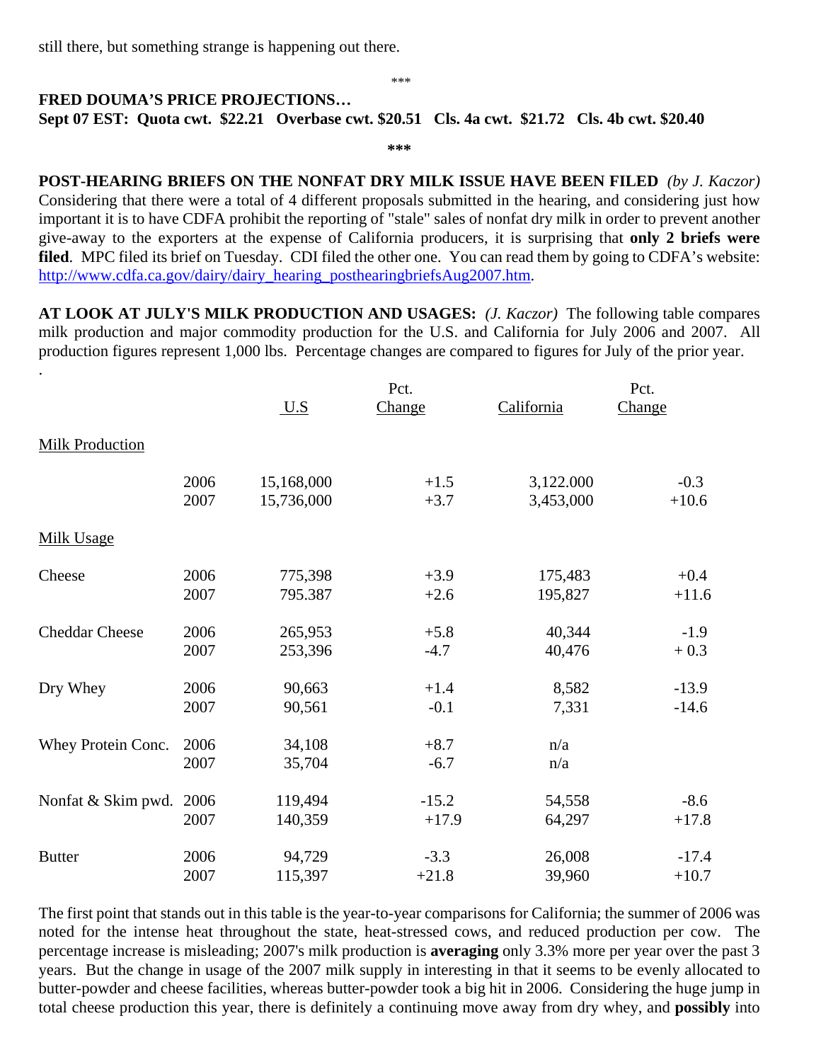still there, but something strange is happening out there.

***

**FRED DOUMA'S PRICE PROJECTIONS…**
**Sept 07 EST: Quota cwt. $22.21 Overbase cwt. $20.51 Cls. 4a cwt. $21.72 Cls. 4b cwt. $20.40**

***

**POST-HEARING BRIEFS ON THE NONFAT DRY MILK ISSUE HAVE BEEN FILED** *(by J. Kaczor)* Considering that there were a total of 4 different proposals submitted in the hearing, and considering just how important it is to have CDFA prohibit the reporting of "stale" sales of nonfat dry milk in order to prevent another give-away to the exporters at the expense of California producers, it is surprising that **only 2 briefs were filed**. MPC filed its brief on Tuesday. CDI filed the other one. You can read them by going to CDFA's website: http://www.cdfa.ca.gov/dairy/dairy_hearing_posthearingbriefsAug2007.htm.

**AT LOOK AT JULY'S MILK PRODUCTION AND USAGES:** *(J. Kaczor)* The following table compares milk production and major commodity production for the U.S. and California for July 2006 and 2007. All production figures represent 1,000 lbs. Percentage changes are compared to figures for July of the prior year.

.

| | | U.S | Pct. Change | California | Pct. Change |
|---|---|---|---|---|---|
| Milk Production | | | | | |
| | 2006 | 15,168,000 | +1.5 | 3,122.000 | -0.3 |
| | 2007 | 15,736,000 | +3.7 | 3,453,000 | +10.6 |
| Milk Usage | | | | | |
| Cheese | 2006 | 775,398 | +3.9 | 175,483 | +0.4 |
| | 2007 | 795.387 | +2.6 | 195,827 | +11.6 |
| Cheddar Cheese | 2006 | 265,953 | +5.8 | 40,344 | -1.9 |
| | 2007 | 253,396 | -4.7 | 40,476 | + 0.3 |
| Dry Whey | 2006 | 90,663 | +1.4 | 8,582 | -13.9 |
| | 2007 | 90,561 | -0.1 | 7,331 | -14.6 |
| Whey Protein Conc. | 2006 | 34,108 | +8.7 | n/a | |
| | 2007 | 35,704 | -6.7 | n/a | |
| Nonfat & Skim pwd. | 2006 | 119,494 | -15.2 | 54,558 | -8.6 |
| | 2007 | 140,359 | +17.9 | 64,297 | +17.8 |
| Butter | 2006 | 94,729 | -3.3 | 26,008 | -17.4 |
| | 2007 | 115,397 | +21.8 | 39,960 | +10.7 |

The first point that stands out in this table is the year-to-year comparisons for California; the summer of 2006 was noted for the intense heat throughout the state, heat-stressed cows, and reduced production per cow. The percentage increase is misleading; 2007's milk production is **averaging** only 3.3% more per year over the past 3 years. But the change in usage of the 2007 milk supply in interesting in that it seems to be evenly allocated to butter-powder and cheese facilities, whereas butter-powder took a big hit in 2006. Considering the huge jump in total cheese production this year, there is definitely a continuing move away from dry whey, and **possibly** into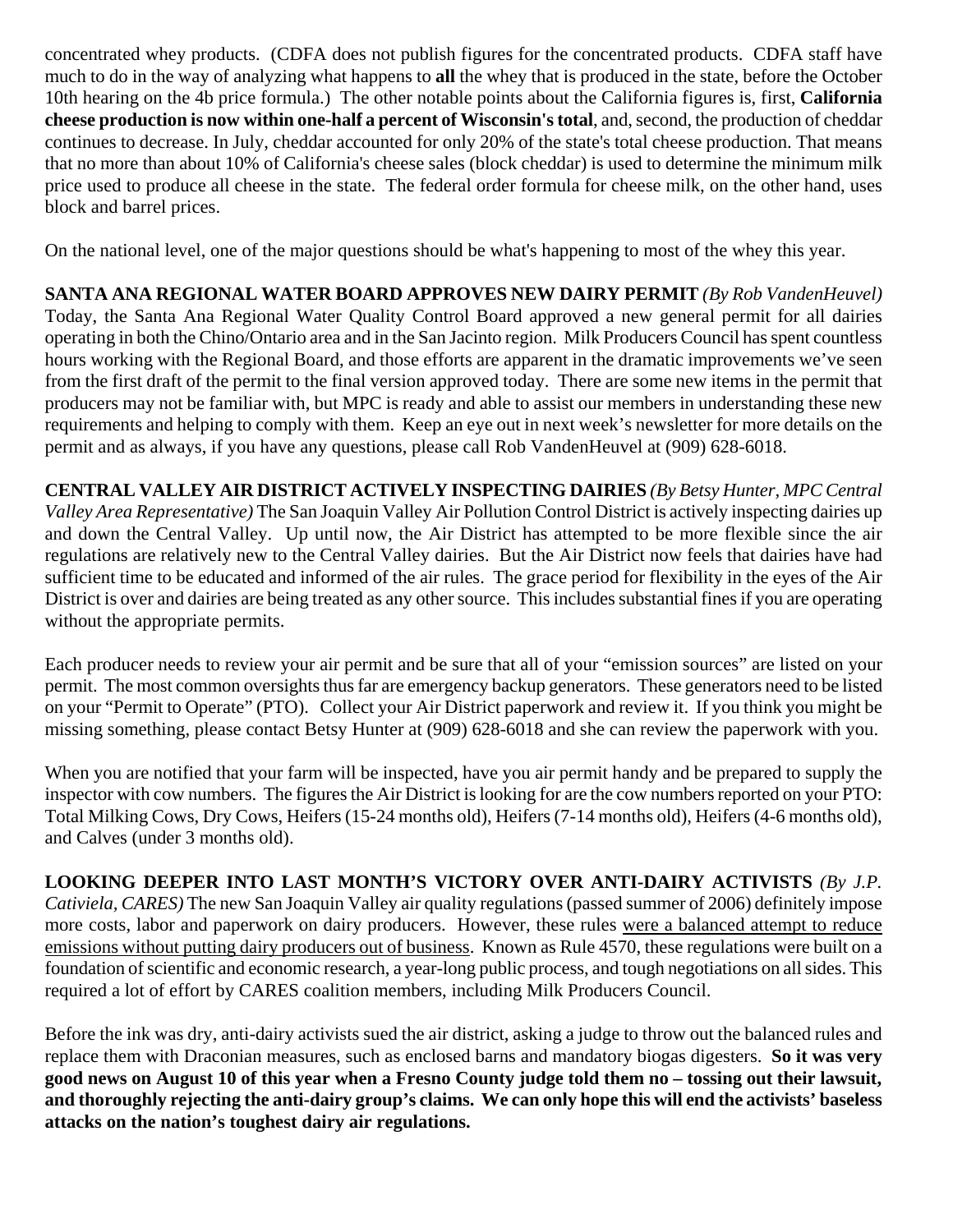concentrated whey products. (CDFA does not publish figures for the concentrated products. CDFA staff have much to do in the way of analyzing what happens to **all** the whey that is produced in the state, before the October 10th hearing on the 4b price formula.) The other notable points about the California figures is, first, **California cheese production is now within one-half a percent of Wisconsin's total**, and, second, the production of cheddar continues to decrease. In July, cheddar accounted for only 20% of the state's total cheese production. That means that no more than about 10% of California's cheese sales (block cheddar) is used to determine the minimum milk price used to produce all cheese in the state. The federal order formula for cheese milk, on the other hand, uses block and barrel prices.

On the national level, one of the major questions should be what's happening to most of the whey this year.

**SANTA ANA REGIONAL WATER BOARD APPROVES NEW DAIRY PERMIT** *(By Rob VandenHeuvel)* Today, the Santa Ana Regional Water Quality Control Board approved a new general permit for all dairies operating in both the Chino/Ontario area and in the San Jacinto region. Milk Producers Council has spent countless hours working with the Regional Board, and those efforts are apparent in the dramatic improvements we've seen from the first draft of the permit to the final version approved today. There are some new items in the permit that producers may not be familiar with, but MPC is ready and able to assist our members in understanding these new requirements and helping to comply with them. Keep an eye out in next week's newsletter for more details on the permit and as always, if you have any questions, please call Rob VandenHeuvel at (909) 628-6018.

**CENTRAL VALLEY AIR DISTRICT ACTIVELY INSPECTING DAIRIES** *(By Betsy Hunter, MPC Central Valley Area Representative)* The San Joaquin Valley Air Pollution Control District is actively inspecting dairies up and down the Central Valley. Up until now, the Air District has attempted to be more flexible since the air regulations are relatively new to the Central Valley dairies. But the Air District now feels that dairies have had sufficient time to be educated and informed of the air rules. The grace period for flexibility in the eyes of the Air District is over and dairies are being treated as any other source. This includes substantial fines if you are operating without the appropriate permits.

Each producer needs to review your air permit and be sure that all of your "emission sources" are listed on your permit. The most common oversights thus far are emergency backup generators. These generators need to be listed on your "Permit to Operate" (PTO). Collect your Air District paperwork and review it. If you think you might be missing something, please contact Betsy Hunter at (909) 628-6018 and she can review the paperwork with you.

When you are notified that your farm will be inspected, have you air permit handy and be prepared to supply the inspector with cow numbers. The figures the Air District is looking for are the cow numbers reported on your PTO: Total Milking Cows, Dry Cows, Heifers (15-24 months old), Heifers (7-14 months old), Heifers (4-6 months old), and Calves (under 3 months old).

**LOOKING DEEPER INTO LAST MONTH'S VICTORY OVER ANTI-DAIRY ACTIVISTS** *(By J.P. Cativiela, CARES)* The new San Joaquin Valley air quality regulations (passed summer of 2006) definitely impose more costs, labor and paperwork on dairy producers. However, these rules were a balanced attempt to reduce emissions without putting dairy producers out of business. Known as Rule 4570, these regulations were built on a foundation of scientific and economic research, a year-long public process, and tough negotiations on all sides. This required a lot of effort by CARES coalition members, including Milk Producers Council.

Before the ink was dry, anti-dairy activists sued the air district, asking a judge to throw out the balanced rules and replace them with Draconian measures, such as enclosed barns and mandatory biogas digesters. **So it was very good news on August 10 of this year when a Fresno County judge told them no – tossing out their lawsuit, and thoroughly rejecting the anti-dairy group's claims. We can only hope this will end the activists' baseless attacks on the nation's toughest dairy air regulations.**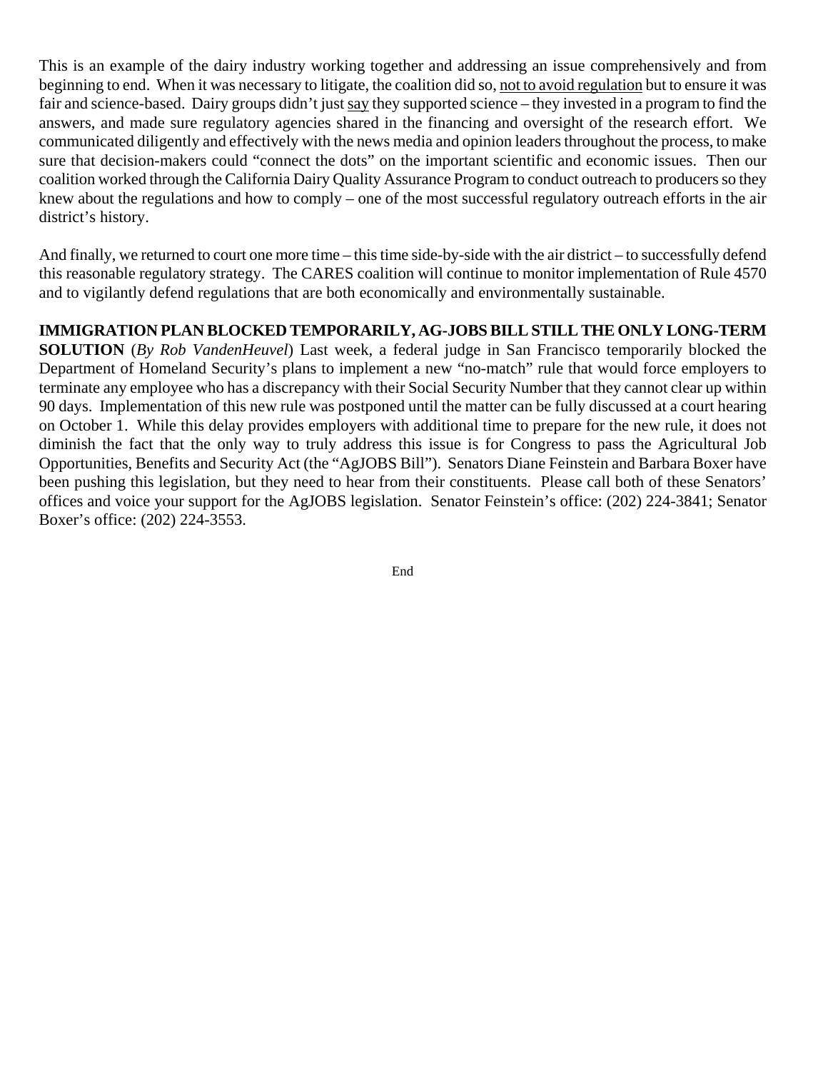This is an example of the dairy industry working together and addressing an issue comprehensively and from beginning to end. When it was necessary to litigate, the coalition did so, <u>not to avoid regulation</u> but to ensure it was fair and science-based. Dairy groups didn't just <u>say</u> they supported science – they invested in a program to find the answers, and made sure regulatory agencies shared in the financing and oversight of the research effort. We communicated diligently and effectively with the news media and opinion leaders throughout the process, to make sure that decision-makers could "connect the dots" on the important scientific and economic issues. Then our coalition worked through the California Dairy Quality Assurance Program to conduct outreach to producers so they knew about the regulations and how to comply – one of the most successful regulatory outreach efforts in the air district's history.

And finally, we returned to court one more time – this time side-by-side with the air district – to successfully defend this reasonable regulatory strategy. The CARES coalition will continue to monitor implementation of Rule 4570 and to vigilantly defend regulations that are both economically and environmentally sustainable.

**IMMIGRATION PLAN BLOCKED TEMPORARILY, AG-JOBS BILL STILL THE ONLY LONG-TERM SOLUTION** (*By Rob VandenHeuvel*) Last week, a federal judge in San Francisco temporarily blocked the Department of Homeland Security's plans to implement a new "no-match" rule that would force employers to terminate any employee who has a discrepancy with their Social Security Number that they cannot clear up within 90 days. Implementation of this new rule was postponed until the matter can be fully discussed at a court hearing on October 1. While this delay provides employers with additional time to prepare for the new rule, it does not diminish the fact that the only way to truly address this issue is for Congress to pass the Agricultural Job Opportunities, Benefits and Security Act (the "AgJOBS Bill"). Senators Diane Feinstein and Barbara Boxer have been pushing this legislation, but they need to hear from their constituents. Please call both of these Senators' offices and voice your support for the AgJOBS legislation. Senator Feinstein's office: (202) 224-3841; Senator Boxer's office: (202) 224-3553.

End